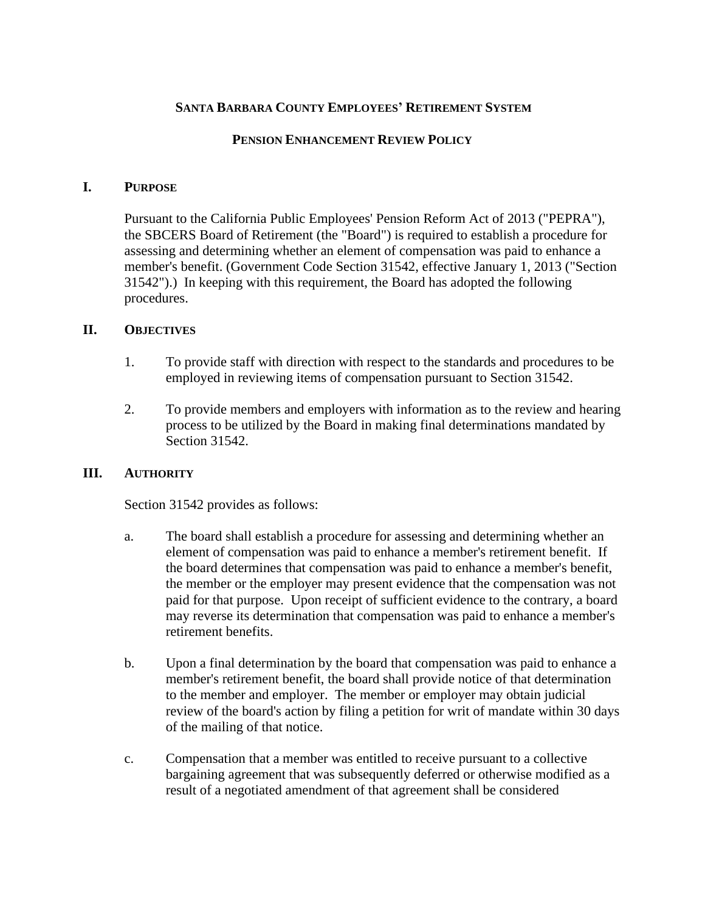**SANTA BARBARA COUNTY EMPLOYEES' RETIREMENT SYSTEM**

**PENSION ENHANCEMENT REVIEW POLICY**

## I. PURPOSE

Pursuant to the California Public Employees' Pension Reform Act of 2013 ("PEPRA"), the SBCERS Board of Retirement (the "Board") is required to establish a procedure for assessing and determining whether an element of compensation was paid to enhance a member's benefit. (Government Code Section 31542, effective January 1, 2013 ("Section 31542").) In keeping with this requirement, the Board has adopted the following procedures.

## II. OBJECTIVES

1. To provide staff with direction with respect to the standards and procedures to be employed in reviewing items of compensation pursuant to Section 31542.

2. To provide members and employers with information as to the review and hearing process to be utilized by the Board in making final determinations mandated by Section 31542.

## III. AUTHORITY

Section 31542 provides as follows:

a. The board shall establish a procedure for assessing and determining whether an element of compensation was paid to enhance a member's retirement benefit. If the board determines that compensation was paid to enhance a member's benefit, the member or the employer may present evidence that the compensation was not paid for that purpose. Upon receipt of sufficient evidence to the contrary, a board may reverse its determination that compensation was paid to enhance a member's retirement benefits.

b. Upon a final determination by the board that compensation was paid to enhance a member's retirement benefit, the board shall provide notice of that determination to the member and employer. The member or employer may obtain judicial review of the board's action by filing a petition for writ of mandate within 30 days of the mailing of that notice.

c. Compensation that a member was entitled to receive pursuant to a collective bargaining agreement that was subsequently deferred or otherwise modified as a result of a negotiated amendment of that agreement shall be considered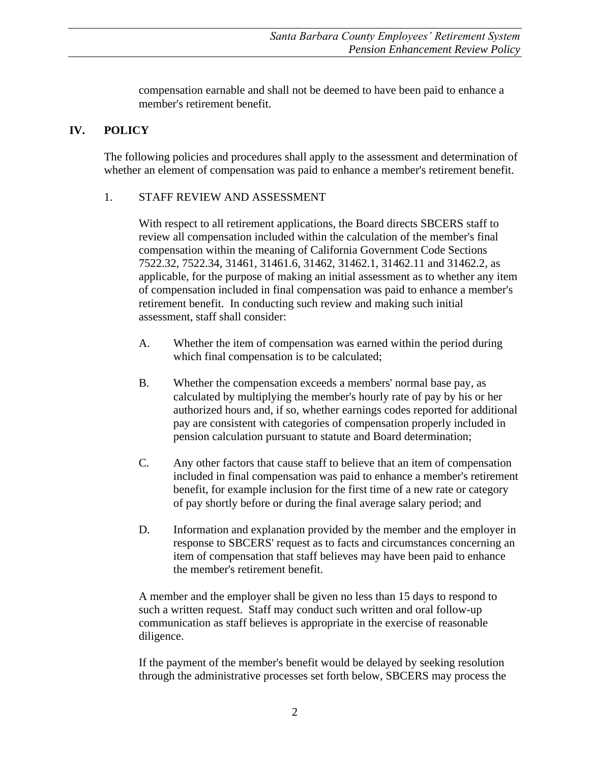compensation earnable and shall not be deemed to have been paid to enhance a member's retirement benefit.

## IV. POLICY

The following policies and procedures shall apply to the assessment and determination of whether an element of compensation was paid to enhance a member's retirement benefit.

### 1. STAFF REVIEW AND ASSESSMENT

With respect to all retirement applications, the Board directs SBCERS staff to review all compensation included within the calculation of the member's final compensation within the meaning of California Government Code Sections 7522.32, 7522.34, 31461, 31461.6, 31462, 31462.1, 31462.11 and 31462.2, as applicable, for the purpose of making an initial assessment as to whether any item of compensation included in final compensation was paid to enhance a member's retirement benefit. In conducting such review and making such initial assessment, staff shall consider:

A. Whether the item of compensation was earned within the period during which final compensation is to be calculated;

B. Whether the compensation exceeds a members' normal base pay, as calculated by multiplying the member's hourly rate of pay by his or her authorized hours and, if so, whether earnings codes reported for additional pay are consistent with categories of compensation properly included in pension calculation pursuant to statute and Board determination;

C. Any other factors that cause staff to believe that an item of compensation included in final compensation was paid to enhance a member's retirement benefit, for example inclusion for the first time of a new rate or category of pay shortly before or during the final average salary period; and

D. Information and explanation provided by the member and the employer in response to SBCERS' request as to facts and circumstances concerning an item of compensation that staff believes may have been paid to enhance the member's retirement benefit.

A member and the employer shall be given no less than 15 days to respond to such a written request. Staff may conduct such written and oral follow-up communication as staff believes is appropriate in the exercise of reasonable diligence.

If the payment of the member's benefit would be delayed by seeking resolution through the administrative processes set forth below, SBCERS may process the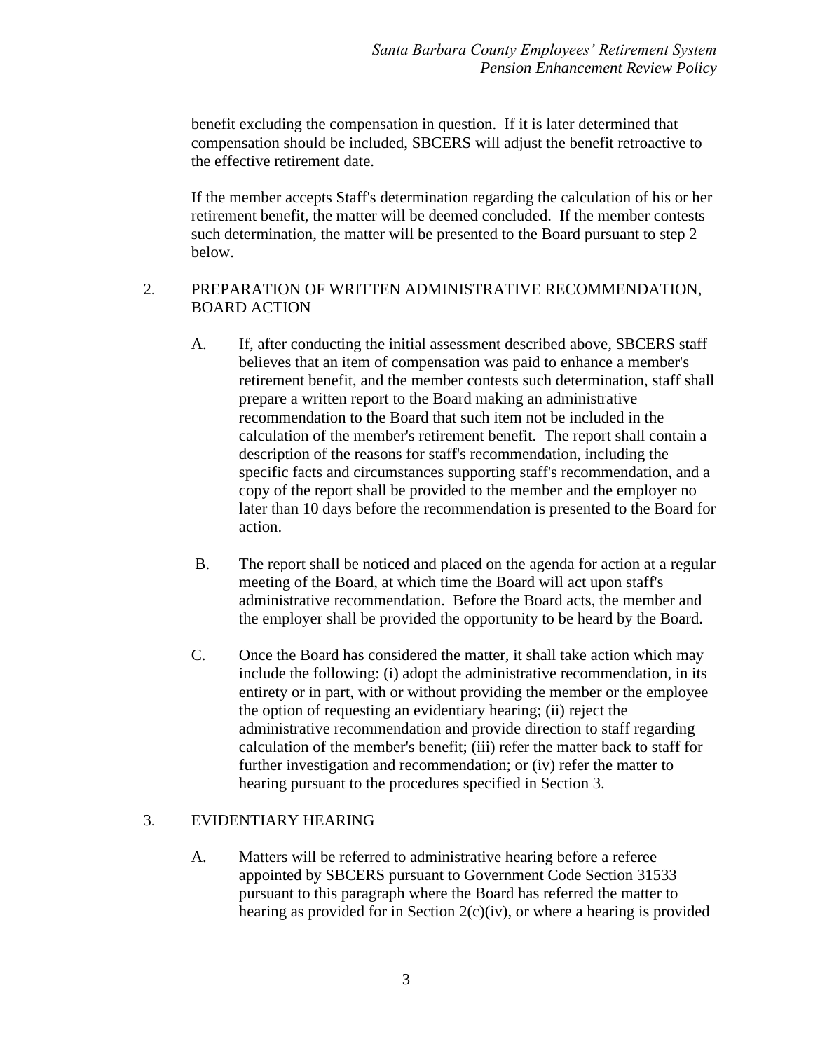benefit excluding the compensation in question. If it is later determined that compensation should be included, SBCERS will adjust the benefit retroactive to the effective retirement date.

If the member accepts Staff's determination regarding the calculation of his or her retirement benefit, the matter will be deemed concluded. If the member contests such determination, the matter will be presented to the Board pursuant to step 2 below.

## 2. PREPARATION OF WRITTEN ADMINISTRATIVE RECOMMENDATION, BOARD ACTION

A. If, after conducting the initial assessment described above, SBCERS staff believes that an item of compensation was paid to enhance a member's retirement benefit, and the member contests such determination, staff shall prepare a written report to the Board making an administrative recommendation to the Board that such item not be included in the calculation of the member's retirement benefit. The report shall contain a description of the reasons for staff's recommendation, including the specific facts and circumstances supporting staff's recommendation, and a copy of the report shall be provided to the member and the employer no later than 10 days before the recommendation is presented to the Board for action.

B. The report shall be noticed and placed on the agenda for action at a regular meeting of the Board, at which time the Board will act upon staff's administrative recommendation. Before the Board acts, the member and the employer shall be provided the opportunity to be heard by the Board.

C. Once the Board has considered the matter, it shall take action which may include the following: (i) adopt the administrative recommendation, in its entirety or in part, with or without providing the member or the employee the option of requesting an evidentiary hearing; (ii) reject the administrative recommendation and provide direction to staff regarding calculation of the member's benefit; (iii) refer the matter back to staff for further investigation and recommendation; or (iv) refer the matter to hearing pursuant to the procedures specified in Section 3.

## 3. EVIDENTIARY HEARING

A. Matters will be referred to administrative hearing before a referee appointed by SBCERS pursuant to Government Code Section 31533 pursuant to this paragraph where the Board has referred the matter to hearing as provided for in Section 2(c)(iv), or where a hearing is provided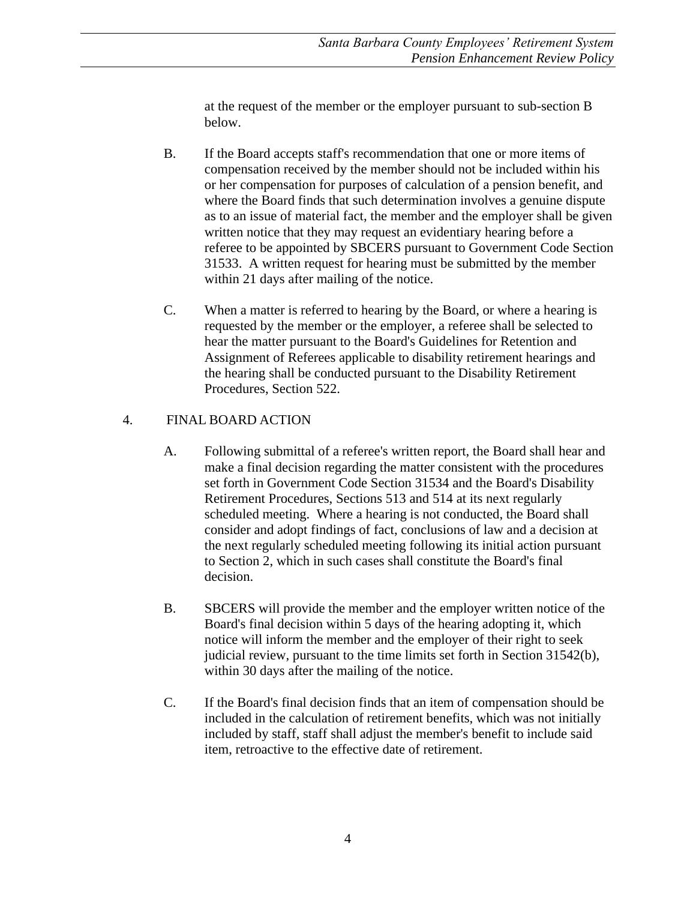at the request of the member or the employer pursuant to sub-section B below.

B. If the Board accepts staff's recommendation that one or more items of compensation received by the member should not be included within his or her compensation for purposes of calculation of a pension benefit, and where the Board finds that such determination involves a genuine dispute as to an issue of material fact, the member and the employer shall be given written notice that they may request an evidentiary hearing before a referee to be appointed by SBCERS pursuant to Government Code Section 31533. A written request for hearing must be submitted by the member within 21 days after mailing of the notice.

C. When a matter is referred to hearing by the Board, or where a hearing is requested by the member or the employer, a referee shall be selected to hear the matter pursuant to the Board's Guidelines for Retention and Assignment of Referees applicable to disability retirement hearings and the hearing shall be conducted pursuant to the Disability Retirement Procedures, Section 522.

4. FINAL BOARD ACTION

A. Following submittal of a referee's written report, the Board shall hear and make a final decision regarding the matter consistent with the procedures set forth in Government Code Section 31534 and the Board's Disability Retirement Procedures, Sections 513 and 514 at its next regularly scheduled meeting. Where a hearing is not conducted, the Board shall consider and adopt findings of fact, conclusions of law and a decision at the next regularly scheduled meeting following its initial action pursuant to Section 2, which in such cases shall constitute the Board's final decision.

B. SBCERS will provide the member and the employer written notice of the Board's final decision within 5 days of the hearing adopting it, which notice will inform the member and the employer of their right to seek judicial review, pursuant to the time limits set forth in Section 31542(b), within 30 days after the mailing of the notice.

C. If the Board's final decision finds that an item of compensation should be included in the calculation of retirement benefits, which was not initially included by staff, staff shall adjust the member's benefit to include said item, retroactive to the effective date of retirement.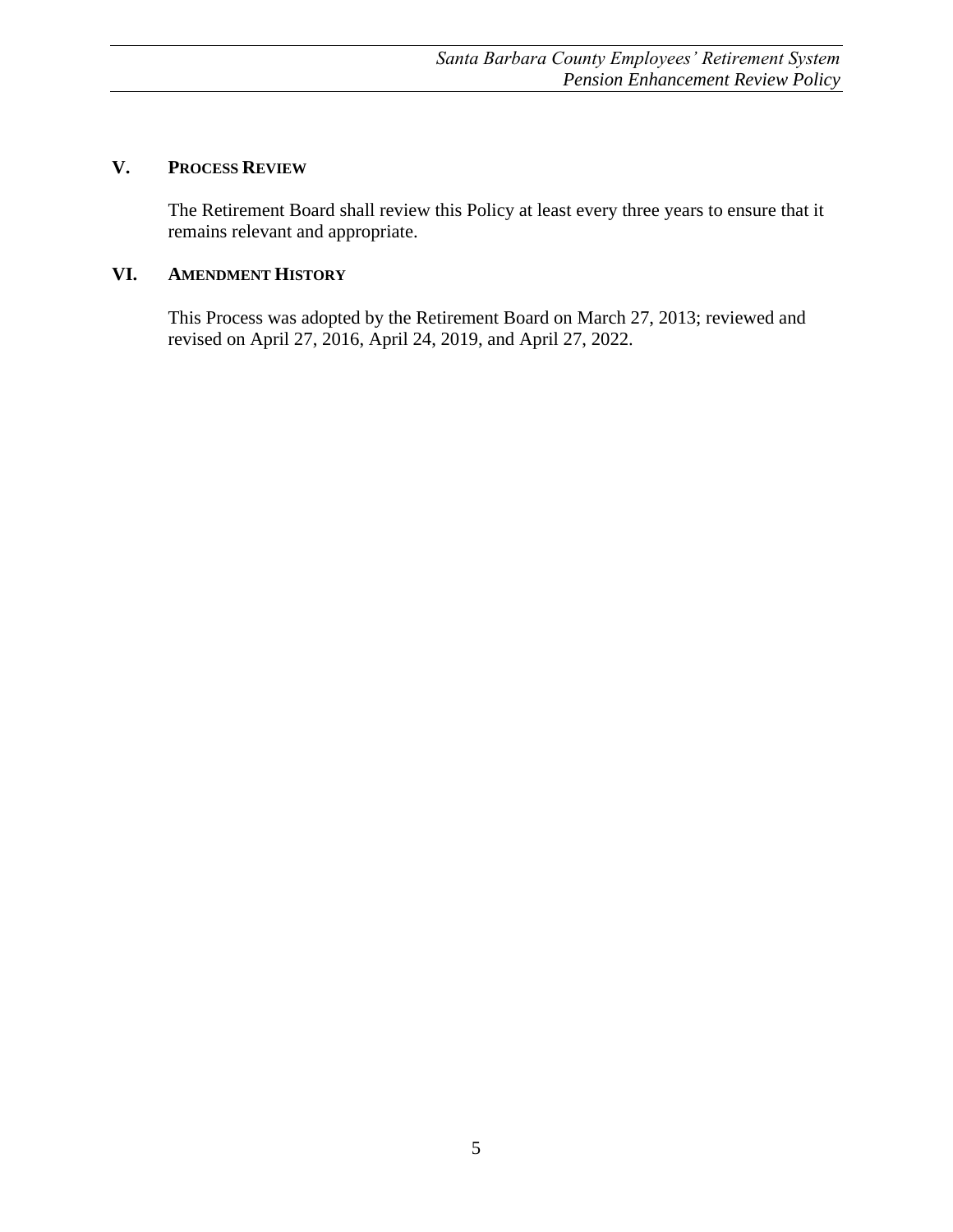## V. Process Review

The Retirement Board shall review this Policy at least every three years to ensure that it remains relevant and appropriate.

## VI. Amendment History

This Process was adopted by the Retirement Board on March 27, 2013; reviewed and revised on April 27, 2016, April 24, 2019, and April 27, 2022.